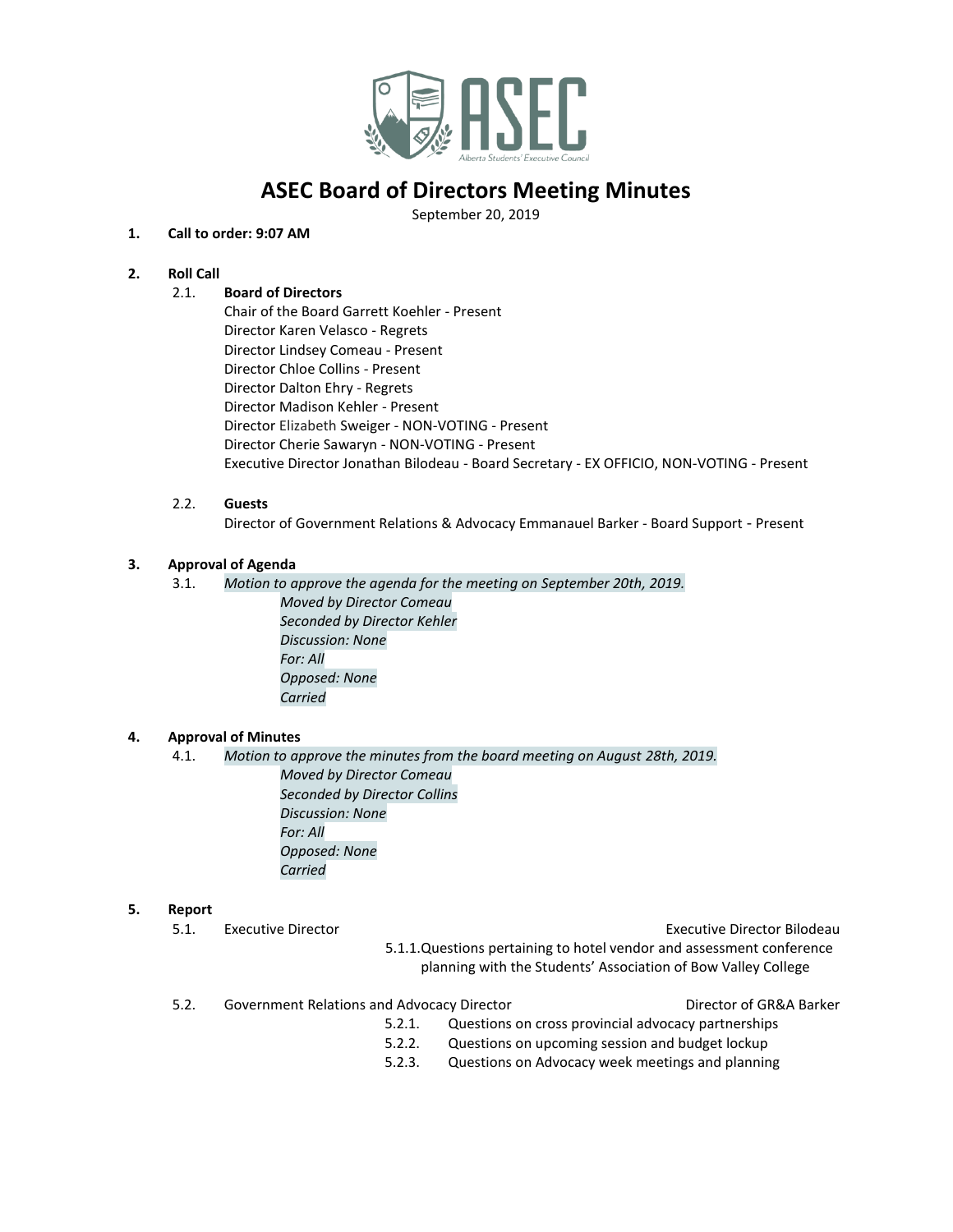# ASEC Board of Directors Meeting Minutes

September 20, 2019

**1. Call to order: 9:07 AM**

**2. Roll Call**

2.1. **Board of Directors**

Chair of the Board Garrett Koehler - Present
Director Karen Velasco - Regrets
Director Lindsey Comeau - Present
Director Chloe Collins - Present
Director Dalton Ehry - Regrets
Director Madison Kehler - Present
Director Elizabeth Sweiger - NON-VOTING - Present
Director Cherie Sawaryn - NON-VOTING - Present
Executive Director Jonathan Bilodeau - Board Secretary - EX OFFICIO, NON-VOTING - Present

2.2. **Guests**

Director of Government Relations & Advocacy Emmanauel Barker - Board Support - Present

**3. Approval of Agenda**

3.1. *Motion to approve the agenda for the meeting on September 20th, 2019.*

*Moved by Director Comeau*
*Seconded by Director Kehler*
*Discussion: None*
*For: All*
*Opposed: None*
*Carried*

**4. Approval of Minutes**

4.1. *Motion to approve the minutes from the board meeting on August 28th, 2019.*

*Moved by Director Comeau*
*Seconded by Director Collins*
*Discussion: None*
*For: All*
*Opposed: None*
*Carried*

**5. Report**

5.1. Executive Director — Executive Director Bilodeau

5.1.1. Questions pertaining to hotel vendor and assessment conference planning with the Students' Association of Bow Valley College

5.2. Government Relations and Advocacy Director — Director of GR&A Barker

5.2.1. Questions on cross provincial advocacy partnerships
5.2.2. Questions on upcoming session and budget lockup
5.2.3. Questions on Advocacy week meetings and planning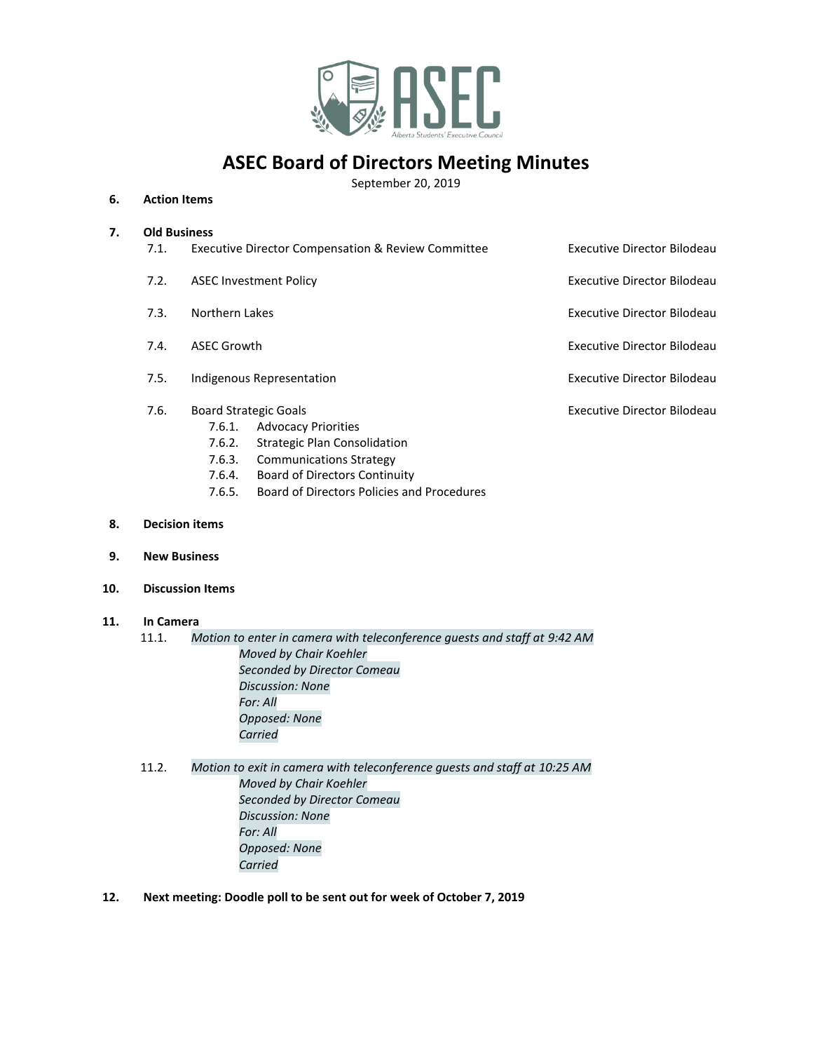# ASEC Board of Directors Meeting Minutes

September 20, 2019

**6. Action Items**

**7. Old Business**

7.1. Executive Director Compensation & Review Committee — Executive Director Bilodeau

7.2. ASEC Investment Policy — Executive Director Bilodeau

7.3. Northern Lakes — Executive Director Bilodeau

7.4. ASEC Growth — Executive Director Bilodeau

7.5. Indigenous Representation — Executive Director Bilodeau

7.6. Board Strategic Goals — Executive Director Bilodeau

- 7.6.1. Advocacy Priorities
- 7.6.2. Strategic Plan Consolidation
- 7.6.3. Communications Strategy
- 7.6.4. Board of Directors Continuity
- 7.6.5. Board of Directors Policies and Procedures

**8. Decision items**

**9. New Business**

**10. Discussion Items**

**11. In Camera**

11.1. *Motion to enter in camera with teleconference guests and staff at 9:42 AM*

*Moved by Chair Koehler*
*Seconded by Director Comeau*
*Discussion: None*
*For: All*
*Opposed: None*
*Carried*

11.2. *Motion to exit in camera with teleconference guests and staff at 10:25 AM*

*Moved by Chair Koehler*
*Seconded by Director Comeau*
*Discussion: None*
*For: All*
*Opposed: None*
*Carried*

**12. Next meeting: Doodle poll to be sent out for week of October 7, 2019**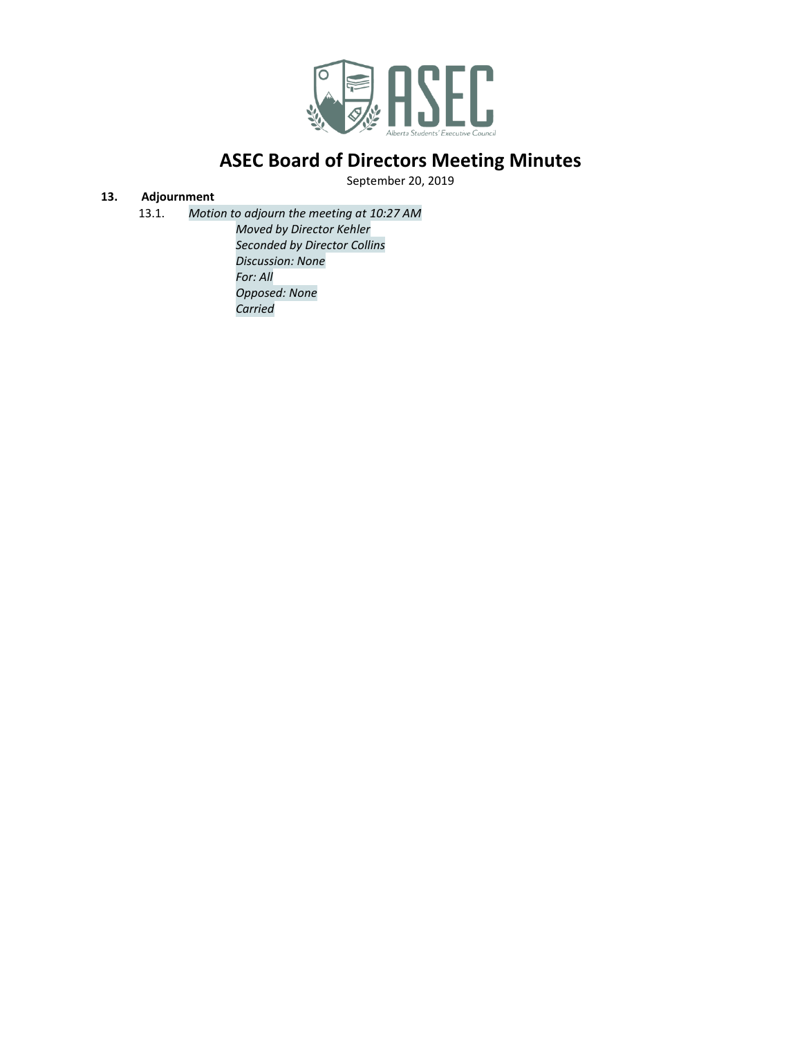# ASEC Board of Directors Meeting Minutes

September 20, 2019

**13. Adjournment**

13.1. *Motion to adjourn the meeting at 10:27 AM*

*Moved by Director Kehler*
*Seconded by Director Collins*
*Discussion: None*
*For: All*
*Opposed: None*
*Carried*